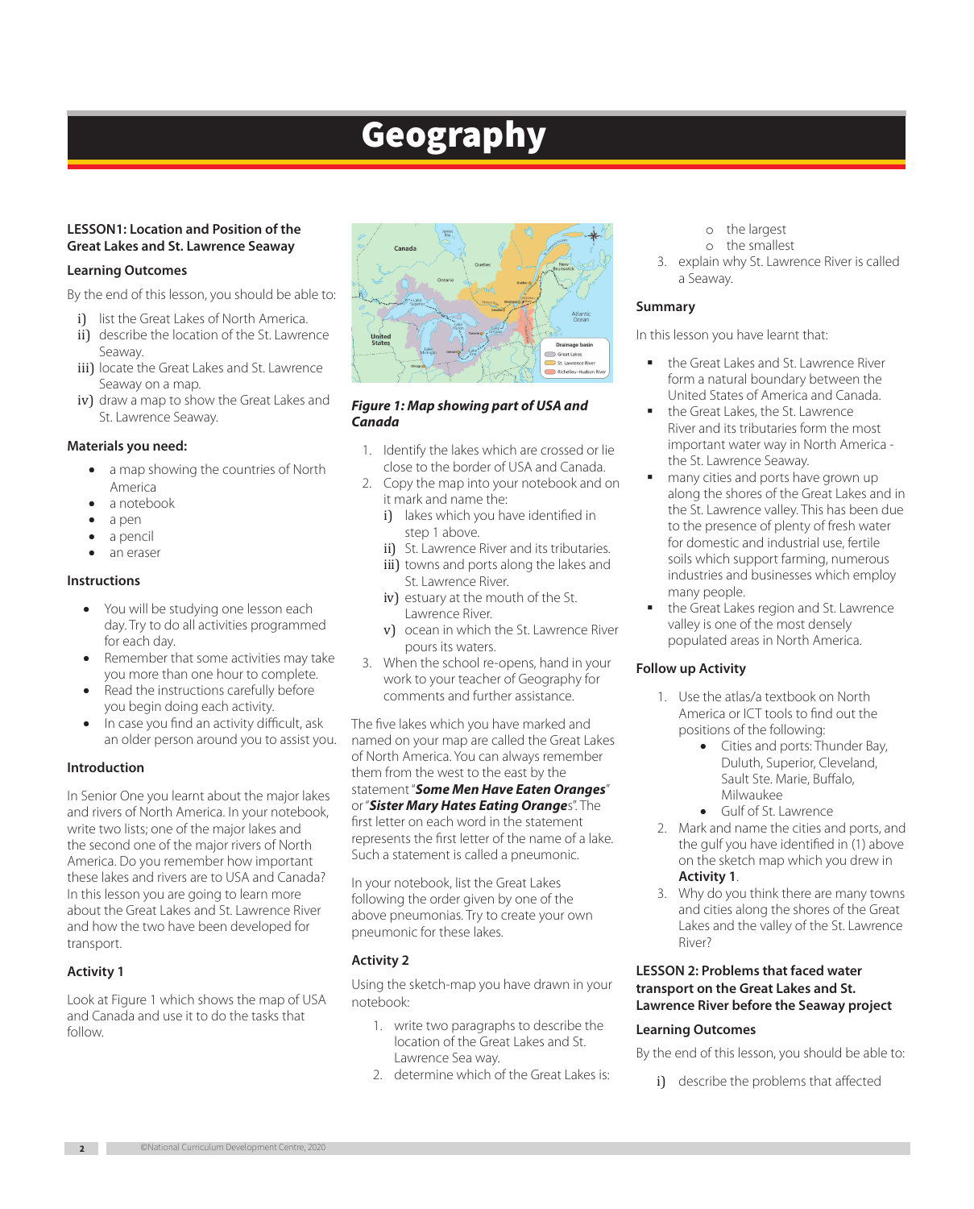# Geography

### LESSON1: Location and Position of the Great Lakes and St. Lawrence Seaway

#### Learning Outcomes

By the end of this lesson, you should be able to:

i) list the Great Lakes of North America.
ii) describe the location of the St. Lawrence Seaway.
iii) locate the Great Lakes and St. Lawrence Seaway on a map.
iv) draw a map to show the Great Lakes and St. Lawrence Seaway.

#### Materials you need:

- a map showing the countries of North America
- a notebook
- a pen
- a pencil
- an eraser

#### Instructions

- You will be studying one lesson each day. Try to do all activities programmed for each day.
- Remember that some activities may take you more than one hour to complete.
- Read the instructions carefully before you begin doing each activity.
- In case you find an activity difficult, ask an older person around you to assist you.

#### Introduction

In Senior One you learnt about the major lakes and rivers of North America. In your notebook, write two lists; one of the major lakes and the second one of the major rivers of North America. Do you remember how important these lakes and rivers are to USA and Canada? In this lesson you are going to learn more about the Great Lakes and St. Lawrence River and how the two have been developed for transport.

#### Activity 1

Look at Figure 1 which shows the map of USA and Canada and use it to do the tasks that follow.

***Figure 1: Map showing part of USA and Canada***

1. Identify the lakes which are crossed or lie close to the border of USA and Canada.
2. Copy the map into your notebook and on it mark and name the:
   i) lakes which you have identified in step 1 above.
   ii) St. Lawrence River and its tributaries.
   iii) towns and ports along the lakes and St. Lawrence River.
   iv) estuary at the mouth of the St. Lawrence River.
   v) ocean in which the St. Lawrence River pours its waters.
3. When the school re-opens, hand in your work to your teacher of Geography for comments and further assistance.

The five lakes which you have marked and named on your map are called the Great Lakes of North America. You can always remember them from the west to the east by the statement "***Some Men Have Eaten Oranges***" or "***Sister Mary Hates Eating Orange***s". The first letter on each word in the statement represents the first letter of the name of a lake. Such a statement is called a pneumonic.

In your notebook, list the Great Lakes following the order given by one of the above pneumonias. Try to create your own pneumonic for these lakes.

#### Activity 2

Using the sketch-map you have drawn in your notebook:

1. write two paragraphs to describe the location of the Great Lakes and St. Lawrence Sea way.
2. determine which of the Great Lakes is:
   - the largest
   - the smallest
3. explain why St. Lawrence River is called a Seaway.

#### Summary

In this lesson you have learnt that:

- the Great Lakes and St. Lawrence River form a natural boundary between the United States of America and Canada.
- the Great Lakes, the St. Lawrence River and its tributaries form the most important water way in North America - the St. Lawrence Seaway.
- many cities and ports have grown up along the shores of the Great Lakes and in the St. Lawrence valley. This has been due to the presence of plenty of fresh water for domestic and industrial use, fertile soils which support farming, numerous industries and businesses which employ many people.
- the Great Lakes region and St. Lawrence valley is one of the most densely populated areas in North America.

#### Follow up Activity

1. Use the atlas/a textbook on North America or ICT tools to find out the positions of the following:
   - Cities and ports: Thunder Bay, Duluth, Superior, Cleveland, Sault Ste. Marie, Buffalo, Milwaukee
   - Gulf of St. Lawrence
2. Mark and name the cities and ports, and the gulf you have identified in (1) above on the sketch map which you drew in **Activity 1**.
3. Why do you think there are many towns and cities along the shores of the Great Lakes and the valley of the St. Lawrence River?

### LESSON 2: Problems that faced water transport on the Great Lakes and St. Lawrence River before the Seaway project

#### Learning Outcomes

By the end of this lesson, you should be able to:

i) describe the problems that affected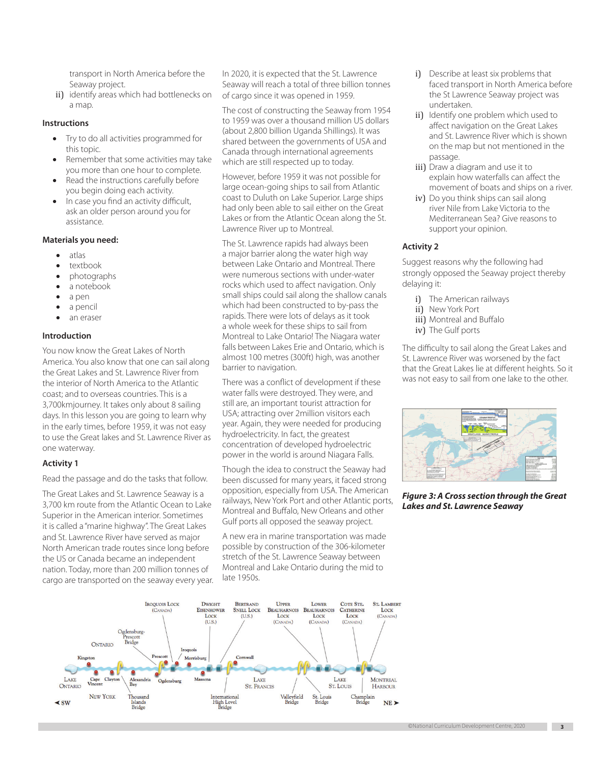transport in North America before the Seaway project.

ii) identify areas which had bottlenecks on a map.

### Instructions

- Try to do all activities programmed for this topic.
- Remember that some activities may take you more than one hour to complete.
- Read the instructions carefully before you begin doing each activity.
- In case you find an activity difficult, ask an older person around you for assistance.

### Materials you need:

- atlas
- textbook
- photographs
- a notebook
- a pen
- a pencil
- an eraser

### Introduction

You now know the Great Lakes of North America. You also know that one can sail along the Great Lakes and St. Lawrence River from the interior of North America to the Atlantic coast; and to overseas countries. This is a 3,700kmjourney. It takes only about 8 sailing days. In this lesson you are going to learn why in the early times, before 1959, it was not easy to use the Great lakes and St. Lawrence River as one waterway.

### Activity 1

Read the passage and do the tasks that follow.

The Great Lakes and St. Lawrence Seaway is a 3,700 km route from the Atlantic Ocean to Lake Superior in the American interior. Sometimes it is called a "marine highway". The Great Lakes and St. Lawrence River have served as major North American trade routes since long before the US or Canada became an independent nation. Today, more than 200 million tonnes of cargo are transported on the seaway every year.

In 2020, it is expected that the St. Lawrence Seaway will reach a total of three billion tonnes of cargo since it was opened in 1959.

The cost of constructing the Seaway from 1954 to 1959 was over a thousand million US dollars (about 2,800 billion Uganda Shillings). It was shared between the governments of USA and Canada through international agreements which are still respected up to today.

However, before 1959 it was not possible for large ocean-going ships to sail from Atlantic coast to Duluth on Lake Superior. Large ships had only been able to sail either on the Great Lakes or from the Atlantic Ocean along the St. Lawrence River up to Montreal.

The St. Lawrence rapids had always been a major barrier along the water high way between Lake Ontario and Montreal. There were numerous sections with under-water rocks which used to affect navigation. Only small ships could sail along the shallow canals which had been constructed to by-pass the rapids. There were lots of delays as it took a whole week for these ships to sail from Montreal to Lake Ontario! The Niagara water falls between Lakes Erie and Ontario, which is almost 100 metres (300ft) high, was another barrier to navigation.

There was a conflict of development if these water falls were destroyed. They were, and still are, an important tourist attraction for USA; attracting over 2million visitors each year. Again, they were needed for producing hydroelectricity. In fact, the greatest concentration of developed hydroelectric power in the world is around Niagara Falls.

Though the idea to construct the Seaway had been discussed for many years, it faced strong opposition, especially from USA. The American railways, New York Port and other Atlantic ports, Montreal and Buffalo, New Orleans and other Gulf ports all opposed the seaway project.

A new era in marine transportation was made possible by construction of the 306-kilometer stretch of the St. Lawrence Seaway between Montreal and Lake Ontario during the mid to late 1950s.

i) Describe at least six problems that faced transport in North America before the St Lawrence Seaway project was undertaken.

ii) Identify one problem which used to affect navigation on the Great Lakes and St. Lawrence River which is shown on the map but not mentioned in the passage.

iii) Draw a diagram and use it to explain how waterfalls can affect the movement of boats and ships on a river.

iv) Do you think ships can sail along river Nile from Lake Victoria to the Mediterranean Sea? Give reasons to support your opinion.

### Activity 2

Suggest reasons why the following had strongly opposed the Seaway project thereby delaying it:

i) The American railways
ii) New York Port
iii) Montreal and Buffalo
iv) The Gulf ports

The difficulty to sail along the Great Lakes and St. Lawrence River was worsened by the fact that the Great Lakes lie at different heights. So it was not easy to sail from one lake to the other.

***Figure 3: A Cross section through the Great Lakes and St. Lawrence Seaway***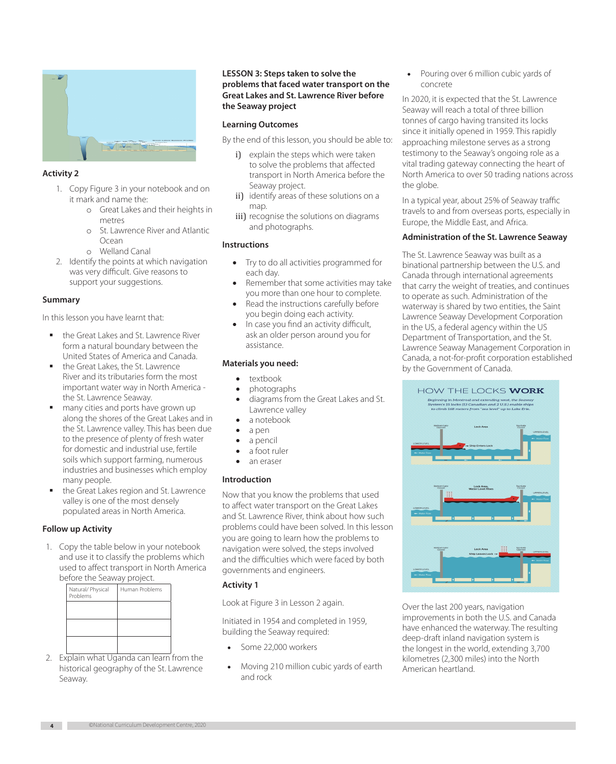### Activity 2

1. Copy Figure 3 in your notebook and on it mark and name the:
   - Great Lakes and their heights in metres
   - St. Lawrence River and Atlantic Ocean
   - Welland Canal
2. Identify the points at which navigation was very difficult. Give reasons to support your suggestions.

### Summary

In this lesson you have learnt that:

- the Great Lakes and St. Lawrence River form a natural boundary between the United States of America and Canada.
- the Great Lakes, the St. Lawrence River and its tributaries form the most important water way in North America - the St. Lawrence Seaway.
- many cities and ports have grown up along the shores of the Great Lakes and in the St. Lawrence valley. This has been due to the presence of plenty of fresh water for domestic and industrial use, fertile soils which support farming, numerous industries and businesses which employ many people.
- the Great Lakes region and St. Lawrence valley is one of the most densely populated areas in North America.

### Follow up Activity

1. Copy the table below in your notebook and use it to classify the problems which used to affect transport in North America before the Seaway project.

| Natural/ Physical Problems | Human Problems |
|---|---|
| | |
| | |
| | |

2. Explain what Uganda can learn from the historical geography of the St. Lawrence Seaway.

## LESSON 3: Steps taken to solve the problems that faced water transport on the Great Lakes and St. Lawrence River before the Seaway project

### Learning Outcomes

By the end of this lesson, you should be able to:

i) explain the steps which were taken to solve the problems that affected transport in North America before the Seaway project.
ii) identify areas of these solutions on a map.
iii) recognise the solutions on diagrams and photographs.

### Instructions

- Try to do all activities programmed for each day.
- Remember that some activities may take you more than one hour to complete.
- Read the instructions carefully before you begin doing each activity.
- In case you find an activity difficult, ask an older person around you for assistance.

### Materials you need:

- textbook
- photographs
- diagrams from the Great Lakes and St. Lawrence valley
- a notebook
- a pen
- a pencil
- a foot ruler
- an eraser

### Introduction

Now that you know the problems that used to affect water transport on the Great Lakes and St. Lawrence River, think about how such problems could have been solved. In this lesson you are going to learn how the problems to navigation were solved, the steps involved and the difficulties which were faced by both governments and engineers.

### Activity 1

Look at Figure 3 in Lesson 2 again.

Initiated in 1954 and completed in 1959, building the Seaway required:

- Some 22,000 workers
- Moving 210 million cubic yards of earth and rock
- Pouring over 6 million cubic yards of concrete

In 2020, it is expected that the St. Lawrence Seaway will reach a total of three billion tonnes of cargo having transited its locks since it initially opened in 1959. This rapidly approaching milestone serves as a strong testimony to the Seaway's ongoing role as a vital trading gateway connecting the heart of North America to over 50 trading nations across the globe.

In a typical year, about 25% of Seaway traffic travels to and from overseas ports, especially in Europe, the Middle East, and Africa.

### Administration of the St. Lawrence Seaway

The St. Lawrence Seaway was built as a binational partnership between the U.S. and Canada through international agreements that carry the weight of treaties, and continues to operate as such. Administration of the waterway is shared by two entities, the Saint Lawrence Seaway Development Corporation in the US, a federal agency within the US Department of Transportation, and the St. Lawrence Seaway Management Corporation in Canada, a not-for-profit corporation established by the Government of Canada.

HOW THE LOCKS WORK

Beginning in Montreal and extending west, the Seaway System's 15 locks (13 Canadian and 2 U.S.) enable ships to climb 168 meters from "sea level" up to Lake Erie.

Over the last 200 years, navigation improvements in both the U.S. and Canada have enhanced the waterway. The resulting deep-draft inland navigation system is the longest in the world, extending 3,700 kilometres (2,300 miles) into the North American heartland.